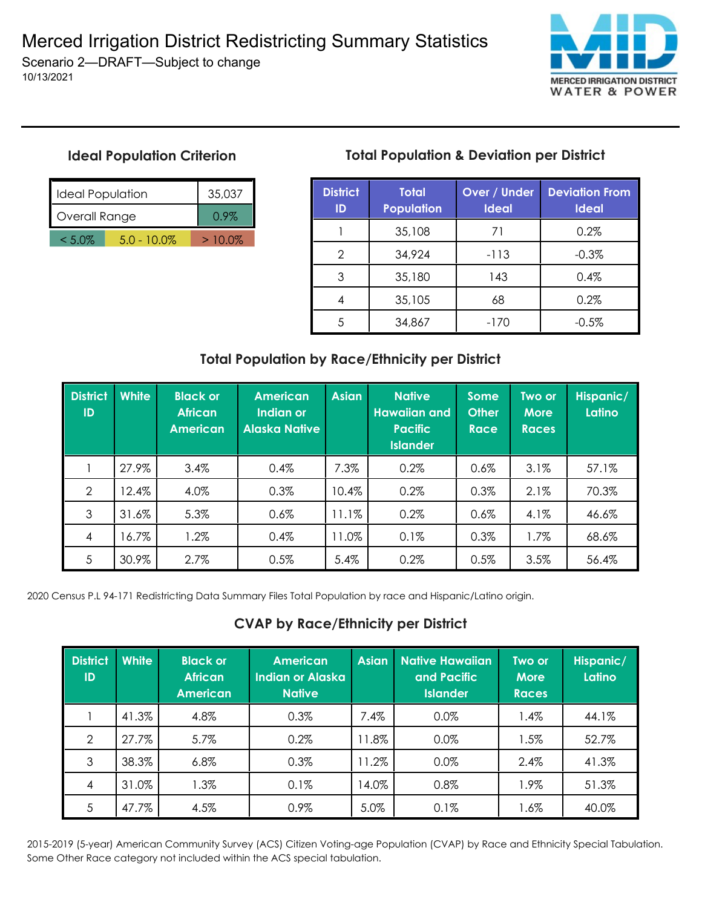# Merced Irrigation District Redistricting Summary Statistics

Scenario 2—DRAFT—Subject to change

10/13/2021

MERCED IRRIGATION DISTRICT
WATER & POWER

### Ideal Population Criterion

| Ideal Population | 35,037 |
|---|---|
| Overall Range | 0.9% |

< 5.0% | 5.0 - 10.0% | > 10.0%

### Total Population & Deviation per District

| District ID | Total Population | Over / Under Ideal | Deviation From Ideal |
|---|---|---|---|
| 1 | 35,108 | 71 | 0.2% |
| 2 | 34,924 | -113 | -0.3% |
| 3 | 35,180 | 143 | 0.4% |
| 4 | 35,105 | 68 | 0.2% |
| 5 | 34,867 | -170 | -0.5% |

### Total Population by Race/Ethnicity per District

| District ID | White | Black or African American | American Indian or Alaska Native | Asian | Native Hawaiian and Pacific Islander | Some Other Race | Two or More Races | Hispanic/ Latino |
|---|---|---|---|---|---|---|---|---|
| 1 | 27.9% | 3.4% | 0.4% | 7.3% | 0.2% | 0.6% | 3.1% | 57.1% |
| 2 | 12.4% | 4.0% | 0.3% | 10.4% | 0.2% | 0.3% | 2.1% | 70.3% |
| 3 | 31.6% | 5.3% | 0.6% | 11.1% | 0.2% | 0.6% | 4.1% | 46.6% |
| 4 | 16.7% | 1.2% | 0.4% | 11.0% | 0.1% | 0.3% | 1.7% | 68.6% |
| 5 | 30.9% | 2.7% | 0.5% | 5.4% | 0.2% | 0.5% | 3.5% | 56.4% |

2020 Census P.L 94-171 Redistricting Data Summary Files Total Population by race and Hispanic/Latino origin.

### CVAP by Race/Ethnicity per District

| District ID | White | Black or African American | American Indian or Alaska Native | Asian | Native Hawaiian and Pacific Islander | Two or More Races | Hispanic/ Latino |
|---|---|---|---|---|---|---|---|
| 1 | 41.3% | 4.8% | 0.3% | 7.4% | 0.0% | 1.4% | 44.1% |
| 2 | 27.7% | 5.7% | 0.2% | 11.8% | 0.0% | 1.5% | 52.7% |
| 3 | 38.3% | 6.8% | 0.3% | 11.2% | 0.0% | 2.4% | 41.3% |
| 4 | 31.0% | 1.3% | 0.1% | 14.0% | 0.8% | 1.9% | 51.3% |
| 5 | 47.7% | 4.5% | 0.9% | 5.0% | 0.1% | 1.6% | 40.0% |

2015-2019 (5-year) American Community Survey (ACS) Citizen Voting-age Population (CVAP) by Race and Ethnicity Special Tabulation. Some Other Race category not included within the ACS special tabulation.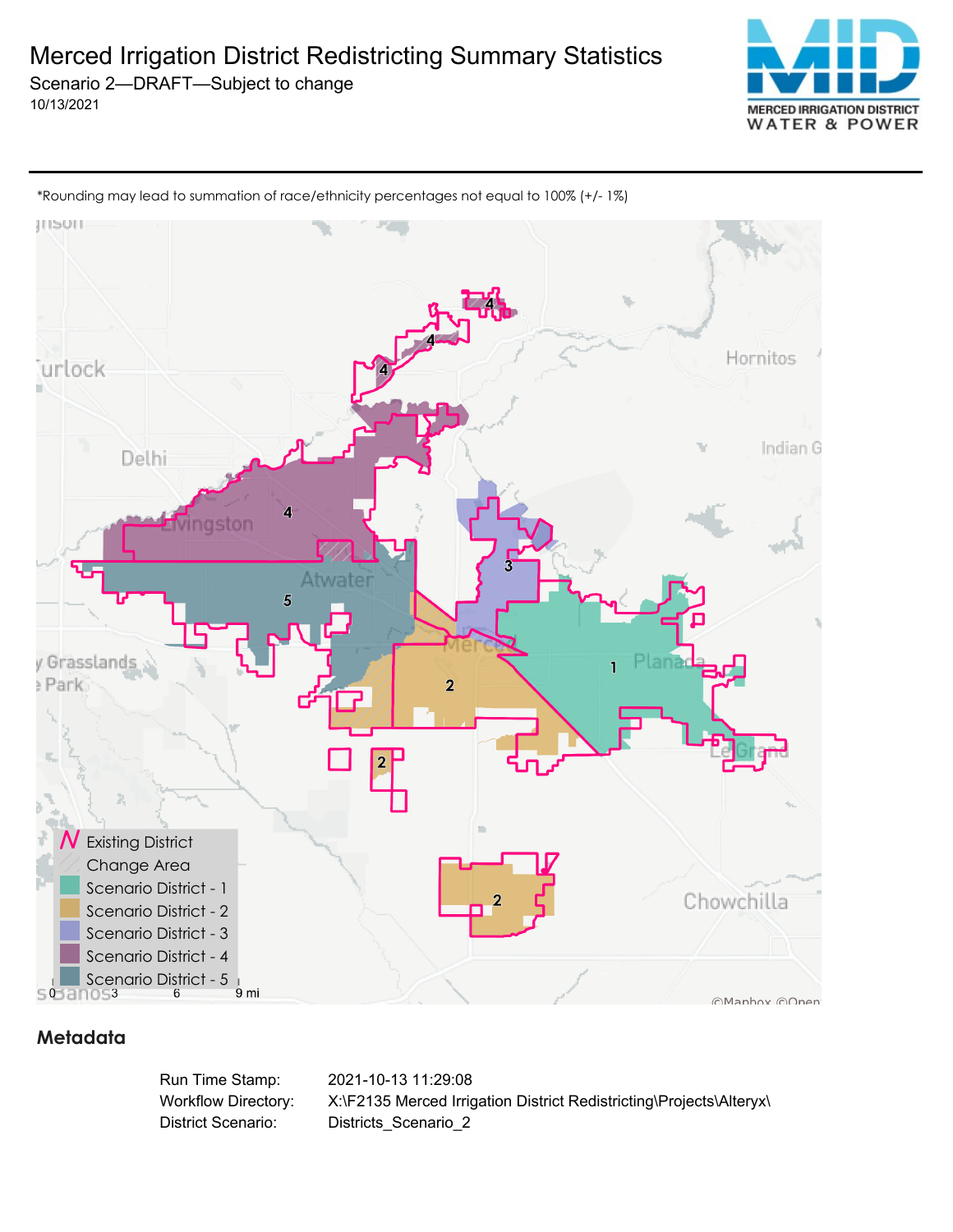# Merced Irrigation District Redistricting Summary Statistics

Scenario 2—DRAFT—Subject to change

10/13/2021

MERCED IRRIGATION DISTRICT
WATER & POWER

*Rounding may lead to summation of race/ethnicity percentages not equal to 100% (+/- 1%)

Existing District
Change Area
Scenario District - 1
Scenario District - 2
Scenario District - 3
Scenario District - 4
Scenario District - 5

0 3 6 9 mi

## Metadata

| | |
|---|---|
| Run Time Stamp: | 2021-10-13 11:29:08 |
| Workflow Directory: | X:\F2135 Merced Irrigation District Redistricting\Projects\Alteryx\ |
| District Scenario: | Districts_Scenario_2 |